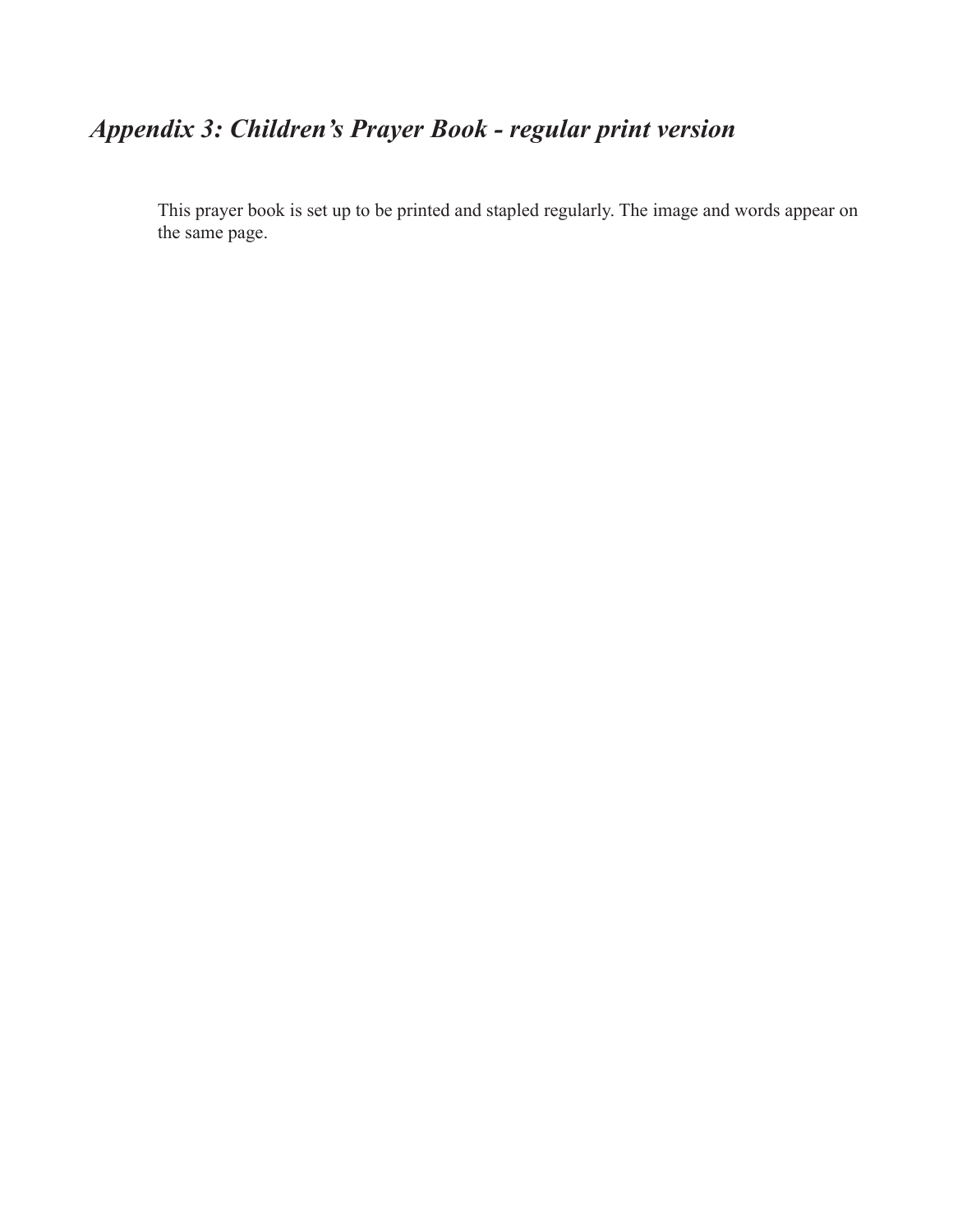## *Appendix 3: Children's Prayer Book - regular print version*

This prayer book is set up to be printed and stapled regularly. The image and words appear on the same page.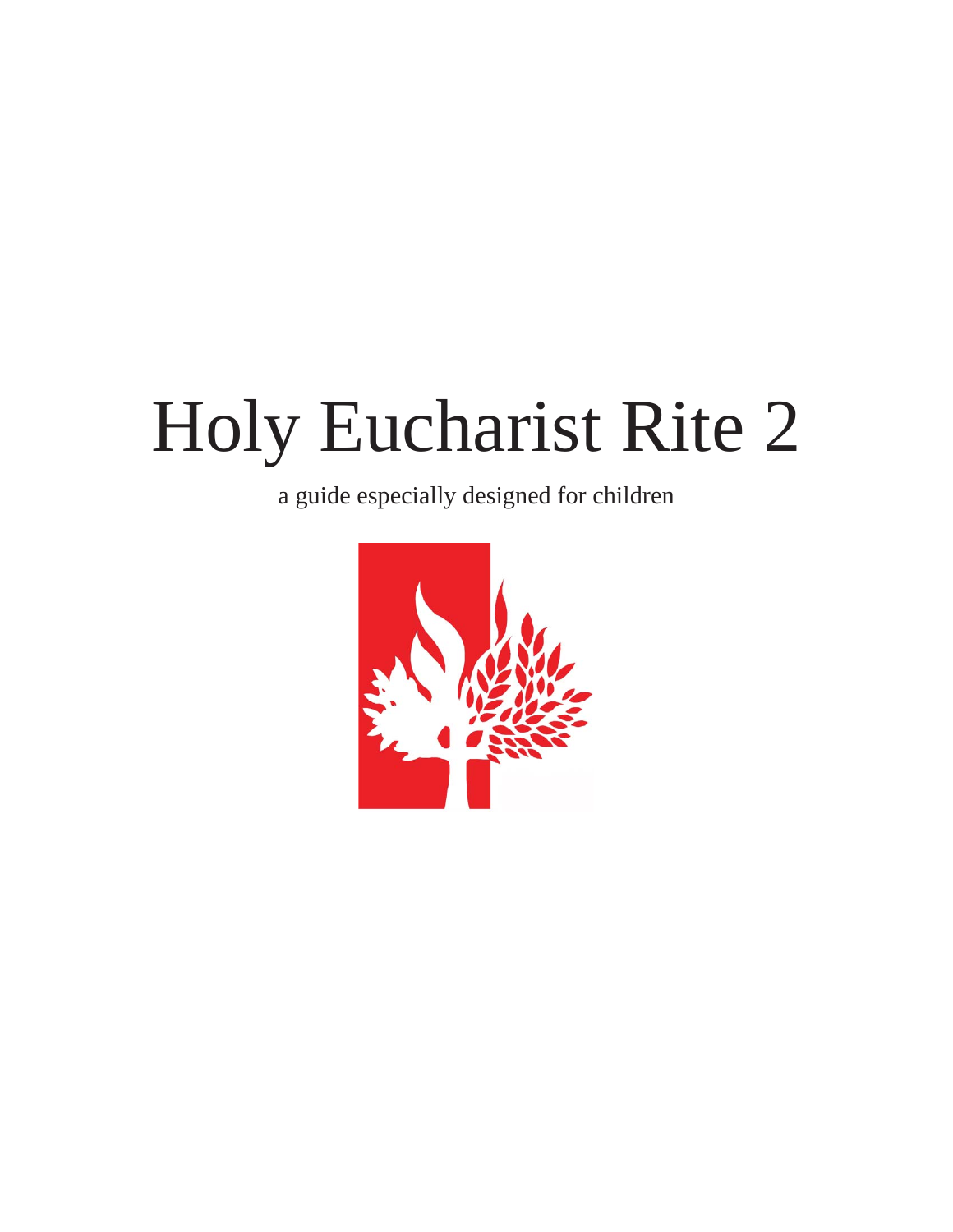# Holy Eucharist Rite 2

a guide especially designed for children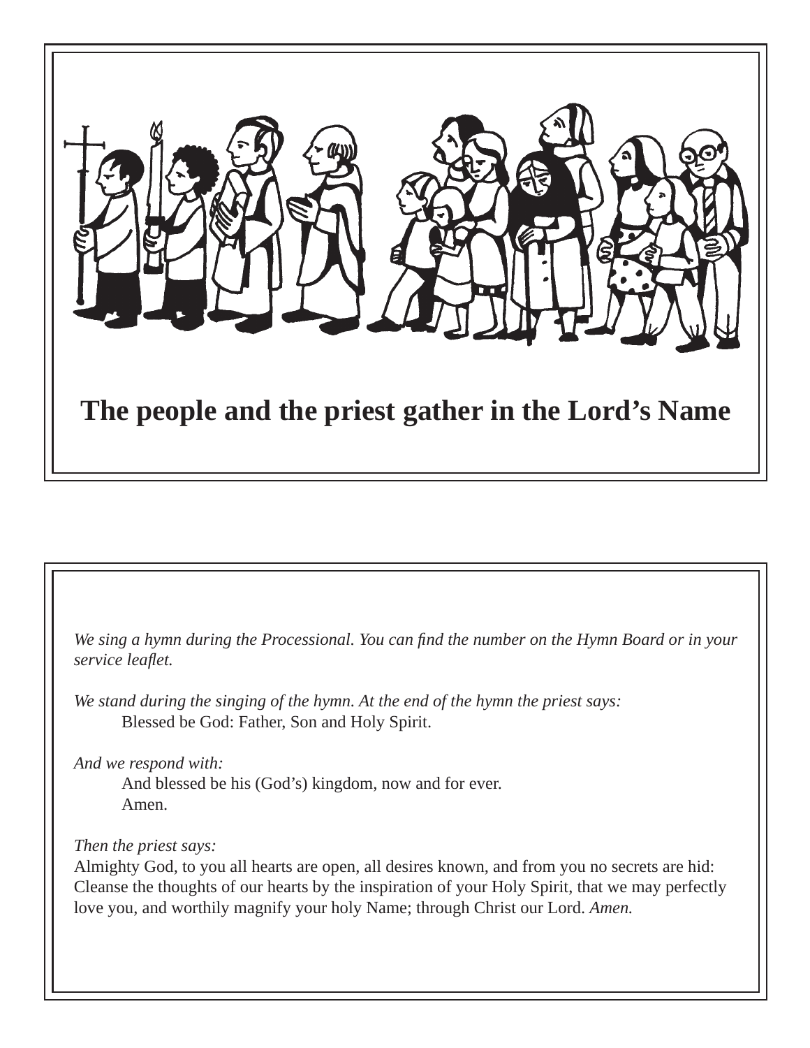## The people and the priest gather in the Lord's Name

*We sing a hymn during the Processional. You can find the number on the Hymn Board or in your service leaflet.*

*We stand during the singing of the hymn. At the end of the hymn the priest says:*

Blessed be God: Father, Son and Holy Spirit.

*And we respond with:*

And blessed be his (God's) kingdom, now and for ever.
Amen.

*Then the priest says:*

Almighty God, to you all hearts are open, all desires known, and from you no secrets are hid: Cleanse the thoughts of our hearts by the inspiration of your Holy Spirit, that we may perfectly love you, and worthily magnify your holy Name; through Christ our Lord. *Amen.*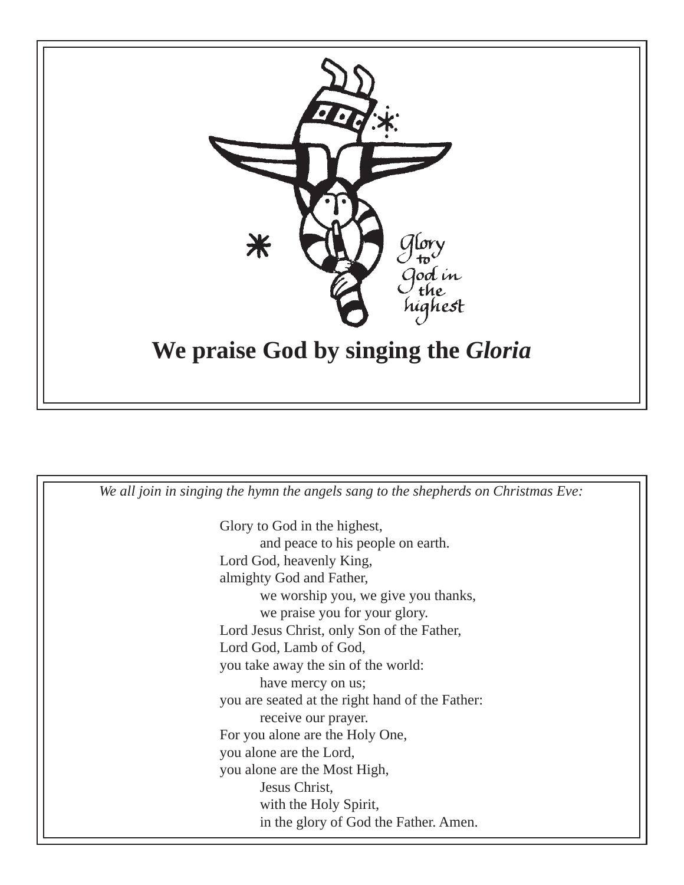## We praise God by singing the *Gloria*

*We all join in singing the hymn the angels sang to the shepherds on Christmas Eve:*

Glory to God in the highest,
&nbsp;&nbsp;&nbsp;&nbsp;and peace to his people on earth.
Lord God, heavenly King,
almighty God and Father,
&nbsp;&nbsp;&nbsp;&nbsp;we worship you, we give you thanks,
&nbsp;&nbsp;&nbsp;&nbsp;we praise you for your glory.
Lord Jesus Christ, only Son of the Father,
Lord God, Lamb of God,
you take away the sin of the world:
&nbsp;&nbsp;&nbsp;&nbsp;have mercy on us;
you are seated at the right hand of the Father:
&nbsp;&nbsp;&nbsp;&nbsp;receive our prayer.
For you alone are the Holy One,
you alone are the Lord,
you alone are the Most High,
&nbsp;&nbsp;&nbsp;&nbsp;Jesus Christ,
&nbsp;&nbsp;&nbsp;&nbsp;with the Holy Spirit,
&nbsp;&nbsp;&nbsp;&nbsp;in the glory of God the Father. Amen.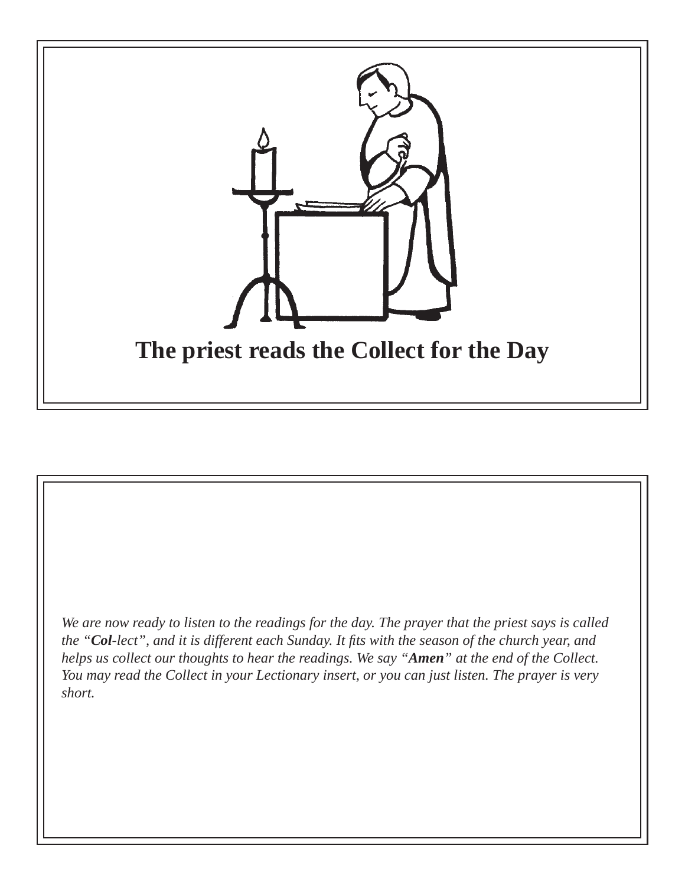**The priest reads the Collect for the Day**

*We are now ready to listen to the readings for the day. The prayer that the priest says is called the "**Col**-lect", and it is different each Sunday. It fits with the season of the church year, and helps us collect our thoughts to hear the readings. We say "**Amen**" at the end of the Collect. You may read the Collect in your Lectionary insert, or you can just listen. The prayer is very short.*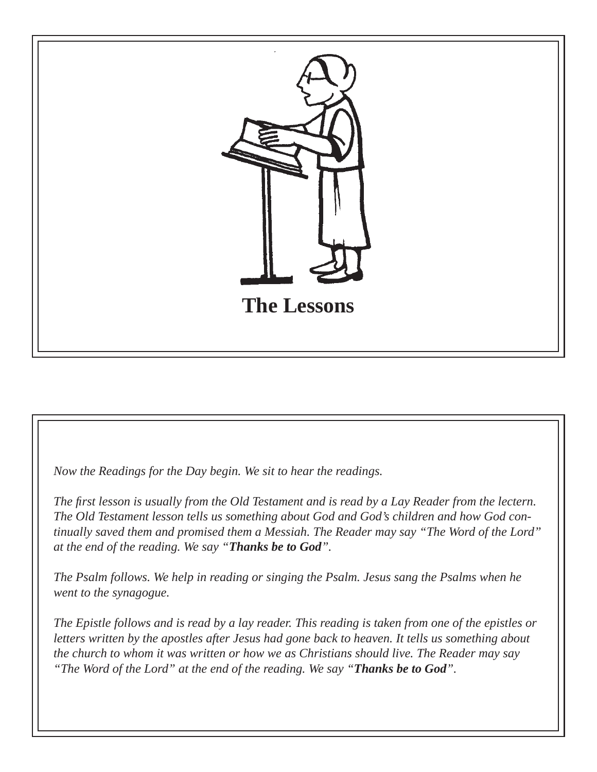# The Lessons

*Now the Readings for the Day begin. We sit to hear the readings.*

*The first lesson is usually from the Old Testament and is read by a Lay Reader from the lectern. The Old Testament lesson tells us something about God and God's children and how God continually saved them and promised them a Messiah. The Reader may say "The Word of the Lord" at the end of the reading. We say "**Thanks be to God**".*

*The Psalm follows. We help in reading or singing the Psalm. Jesus sang the Psalms when he went to the synagogue.*

*The Epistle follows and is read by a lay reader. This reading is taken from one of the epistles or letters written by the apostles after Jesus had gone back to heaven. It tells us something about the church to whom it was written or how we as Christians should live. The Reader may say "The Word of the Lord" at the end of the reading. We say "**Thanks be to God**".*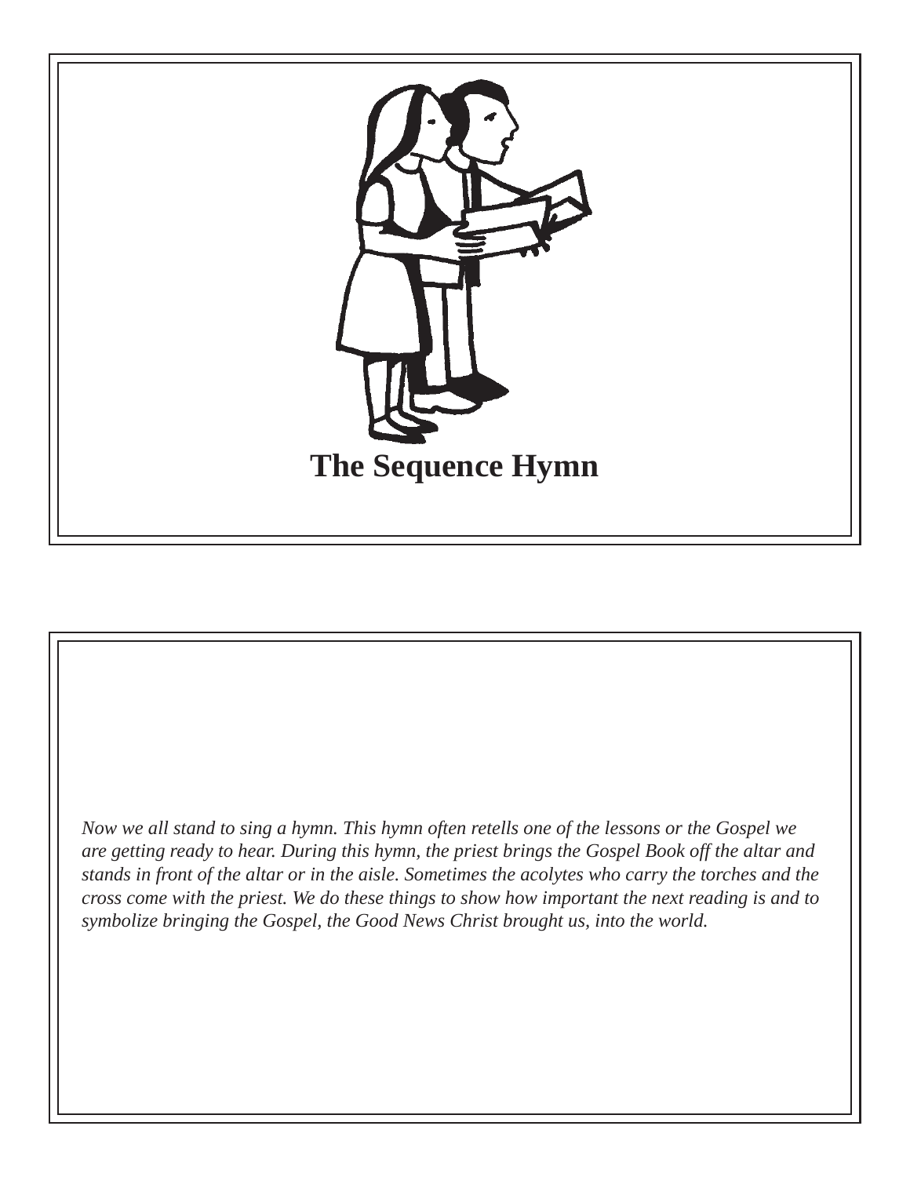# The Sequence Hymn

*Now we all stand to sing a hymn. This hymn often retells one of the lessons or the Gospel we are getting ready to hear. During this hymn, the priest brings the Gospel Book off the altar and stands in front of the altar or in the aisle. Sometimes the acolytes who carry the torches and the cross come with the priest. We do these things to show how important the next reading is and to symbolize bringing the Gospel, the Good News Christ brought us, into the world.*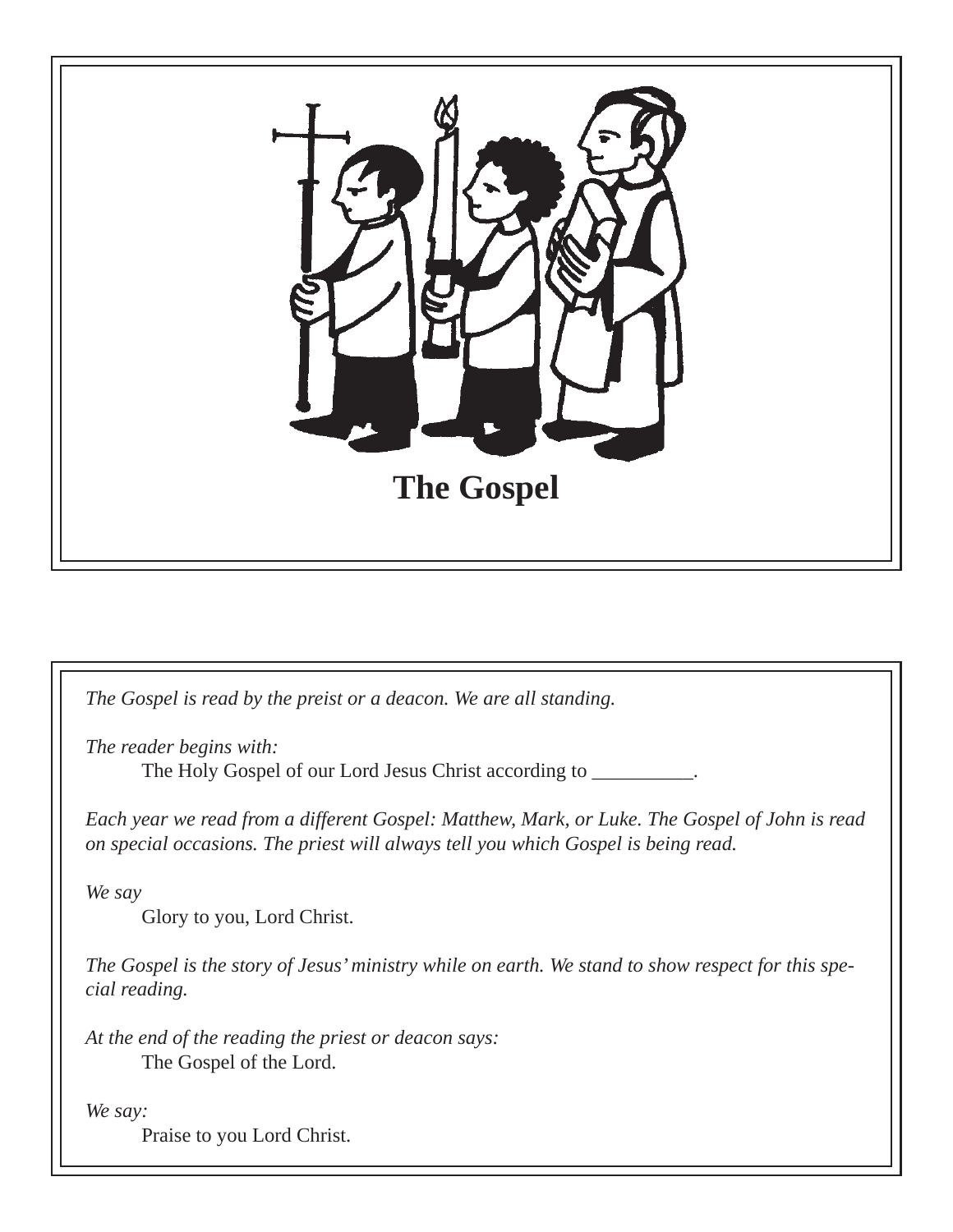# The Gospel

*The Gospel is read by the preist or a deacon. We are all standing.*

*The reader begins with:*

The Holy Gospel of our Lord Jesus Christ according to __________.

*Each year we read from a different Gospel: Matthew, Mark, or Luke. The Gospel of John is read on special occasions. The priest will always tell you which Gospel is being read.*

*We say*

Glory to you, Lord Christ.

*The Gospel is the story of Jesus' ministry while on earth. We stand to show respect for this special reading.*

*At the end of the reading the priest or deacon says:*

The Gospel of the Lord.

*We say:*

Praise to you Lord Christ.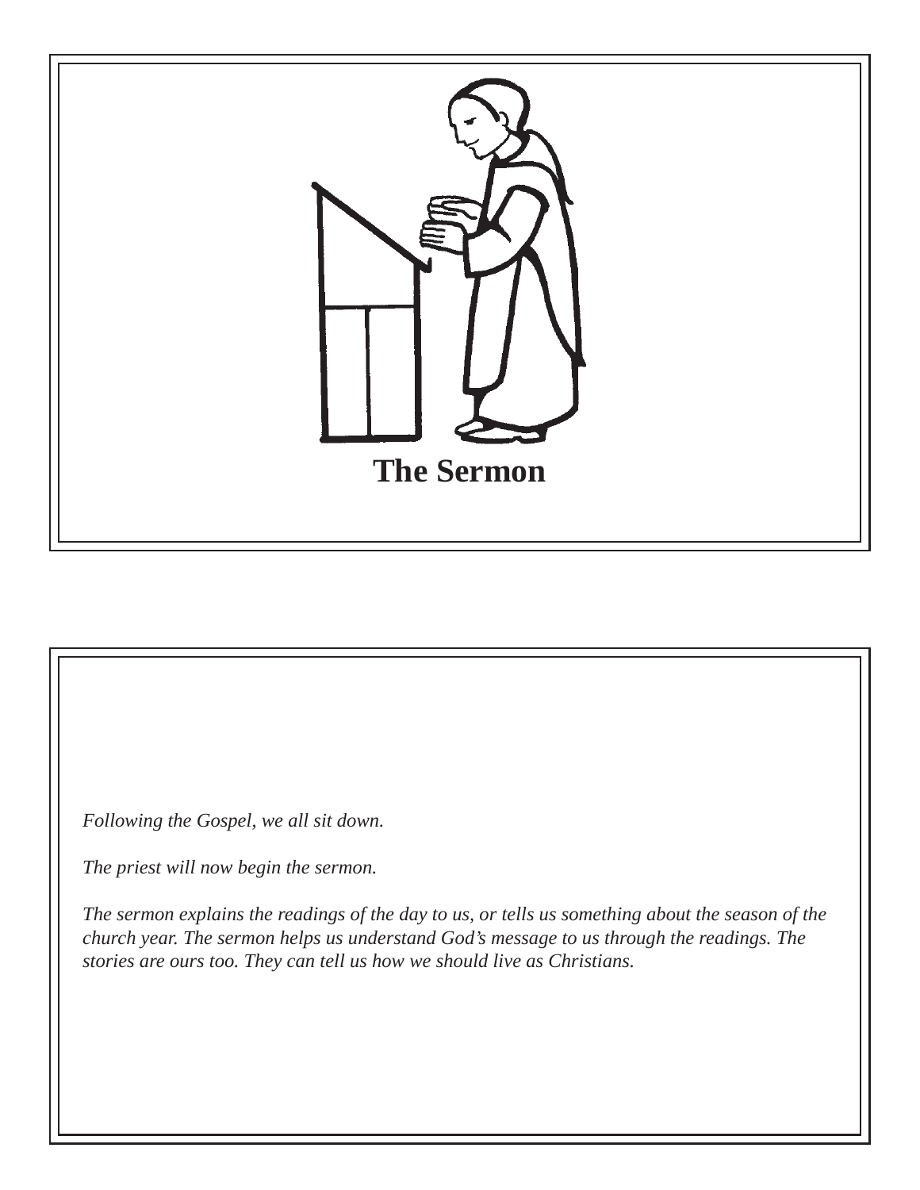## The Sermon

*Following the Gospel, we all sit down.*

*The priest will now begin the sermon.*

*The sermon explains the readings of the day to us, or tells us something about the season of the church year. The sermon helps us understand God's message to us through the readings. The stories are ours too. They can tell us how we should live as Christians.*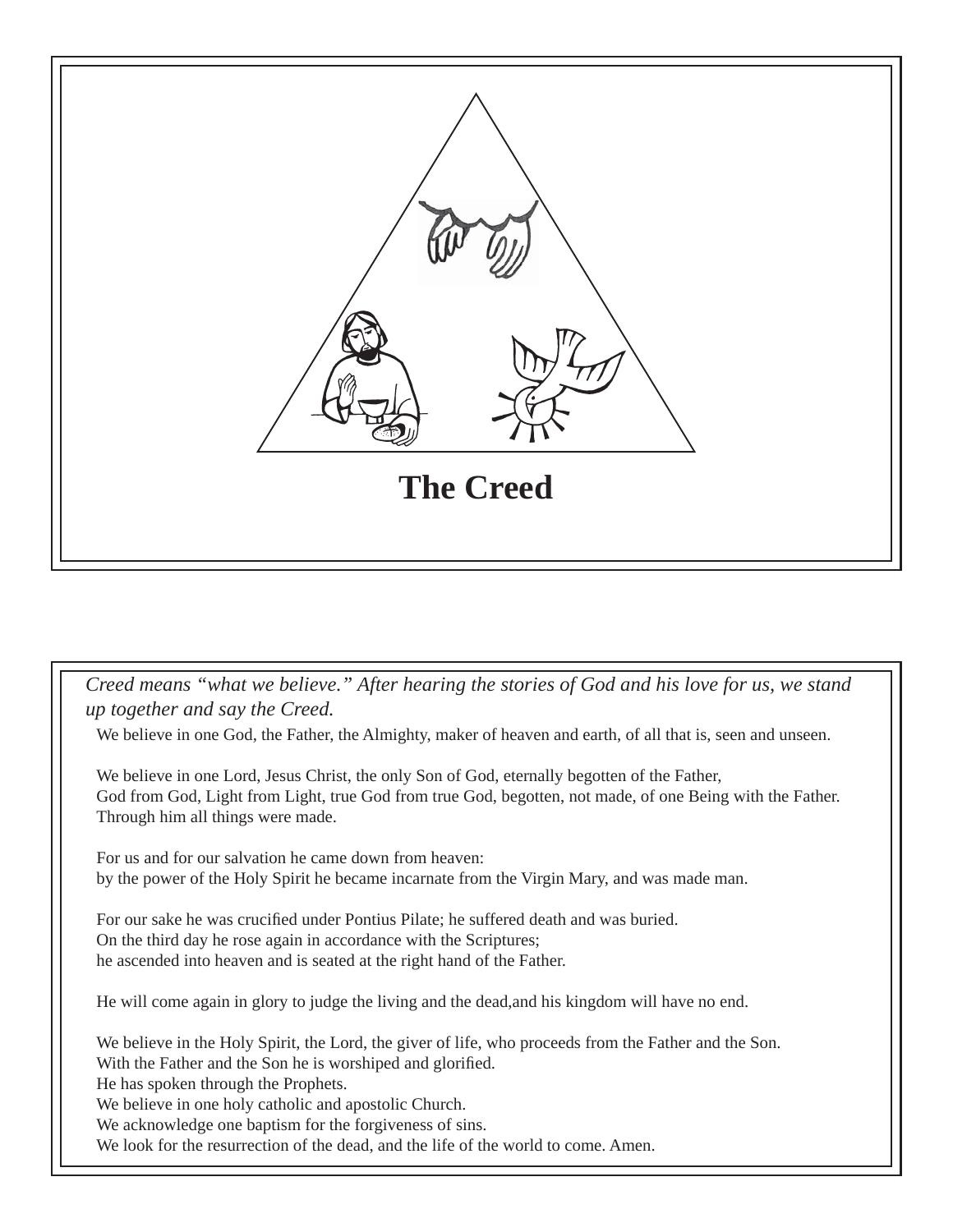# The Creed

*Creed means "what we believe." After hearing the stories of God and his love for us, we stand up together and say the Creed.*

We believe in one God, the Father, the Almighty, maker of heaven and earth, of all that is, seen and unseen.

We believe in one Lord, Jesus Christ, the only Son of God, eternally begotten of the Father,
God from God, Light from Light, true God from true God, begotten, not made, of one Being with the Father.
Through him all things were made.

For us and for our salvation he came down from heaven:
by the power of the Holy Spirit he became incarnate from the Virgin Mary, and was made man.

For our sake he was crucified under Pontius Pilate; he suffered death and was buried.
On the third day he rose again in accordance with the Scriptures;
he ascended into heaven and is seated at the right hand of the Father.

He will come again in glory to judge the living and the dead,and his kingdom will have no end.

We believe in the Holy Spirit, the Lord, the giver of life, who proceeds from the Father and the Son.
With the Father and the Son he is worshiped and glorified.
He has spoken through the Prophets.
We believe in one holy catholic and apostolic Church.
We acknowledge one baptism for the forgiveness of sins.
We look for the resurrection of the dead, and the life of the world to come. Amen.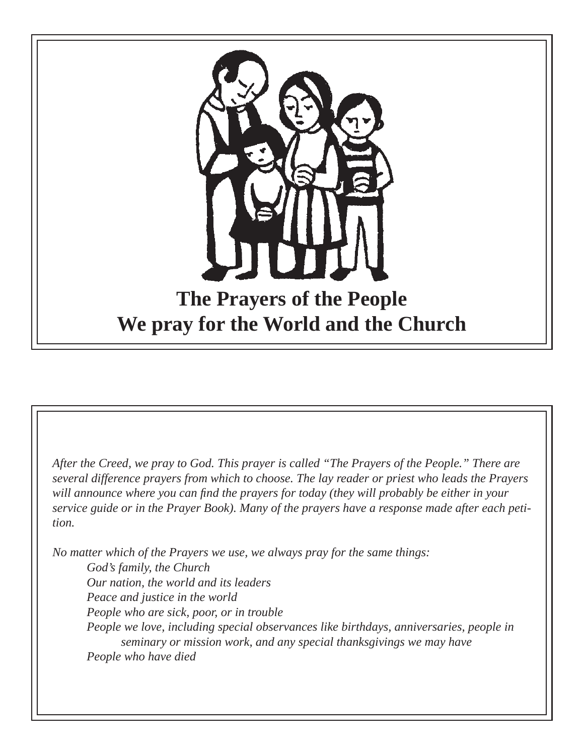# The Prayers of the People
# We pray for the World and the Church

*After the Creed, we pray to God. This prayer is called "The Prayers of the People." There are several difference prayers from which to choose. The lay reader or priest who leads the Prayers will announce where you can find the prayers for today (they will probably be either in your service guide or in the Prayer Book). Many of the prayers have a response made after each petition.*

*No matter which of the Prayers we use, we always pray for the same things:*

- *God's family, the Church*
- *Our nation, the world and its leaders*
- *Peace and justice in the world*
- *People who are sick, poor, or in trouble*
- *People we love, including special observances like birthdays, anniversaries, people in seminary or mission work, and any special thanksgivings we may have*
- *People who have died*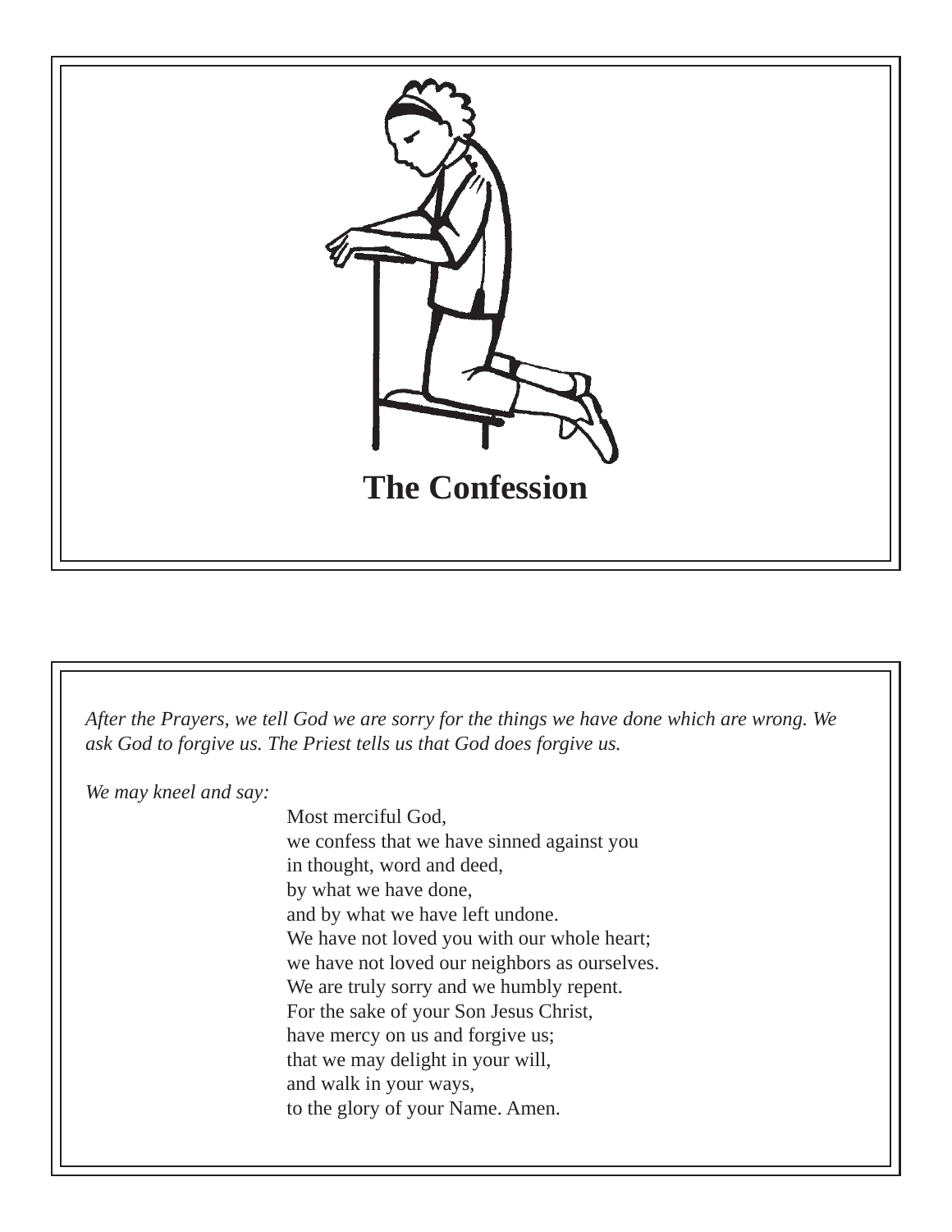# The Confession

*After the Prayers, we tell God we are sorry for the things we have done which are wrong. We ask God to forgive us. The Priest tells us that God does forgive us.*

*We may kneel and say:*

Most merciful God,
we confess that we have sinned against you
in thought, word and deed,
by what we have done,
and by what we have left undone.
We have not loved you with our whole heart;
we have not loved our neighbors as ourselves.
We are truly sorry and we humbly repent.
For the sake of your Son Jesus Christ,
have mercy on us and forgive us;
that we may delight in your will,
and walk in your ways,
to the glory of your Name. Amen.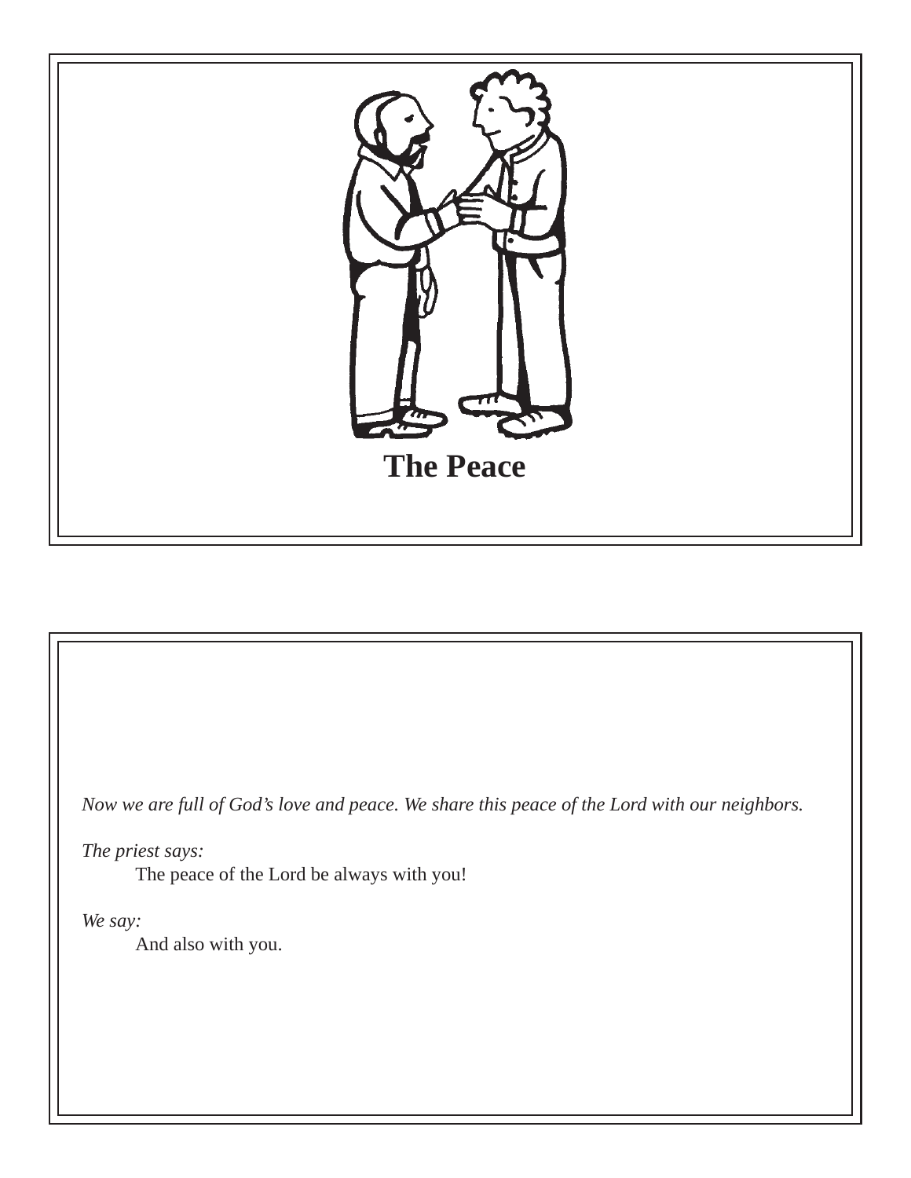# The Peace

*Now we are full of God's love and peace. We share this peace of the Lord with our neighbors.*

*The priest says:*

The peace of the Lord be always with you!

*We say:*

And also with you.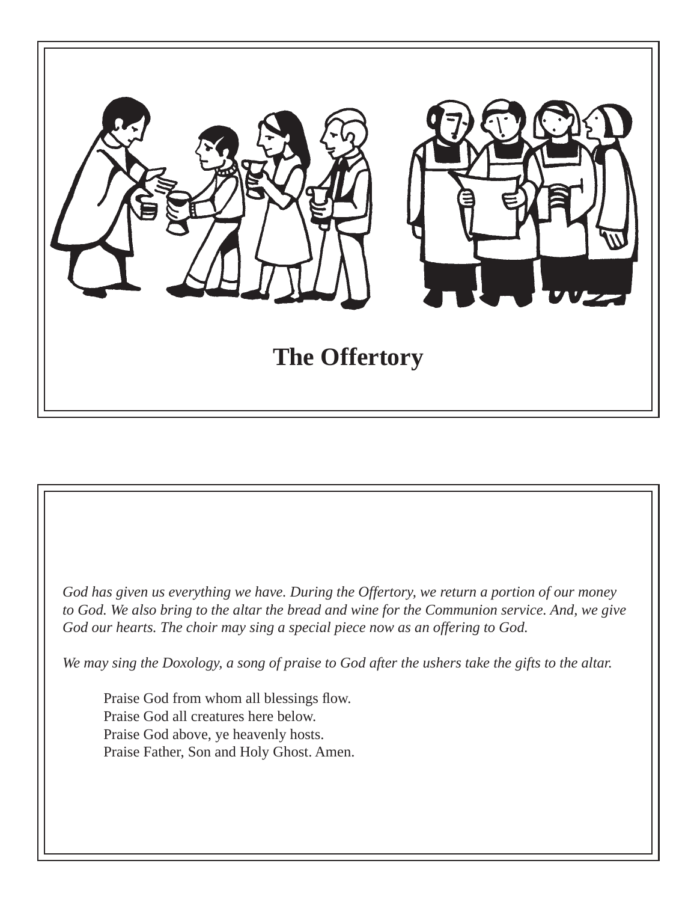# The Offertory

*God has given us everything we have. During the Offertory, we return a portion of our money to God. We also bring to the altar the bread and wine for the Communion service. And, we give God our hearts. The choir may sing a special piece now as an offering to God.*

*We may sing the Doxology, a song of praise to God after the ushers take the gifts to the altar.*

> Praise God from whom all blessings flow.
> Praise God all creatures here below.
> Praise God above, ye heavenly hosts.
> Praise Father, Son and Holy Ghost. Amen.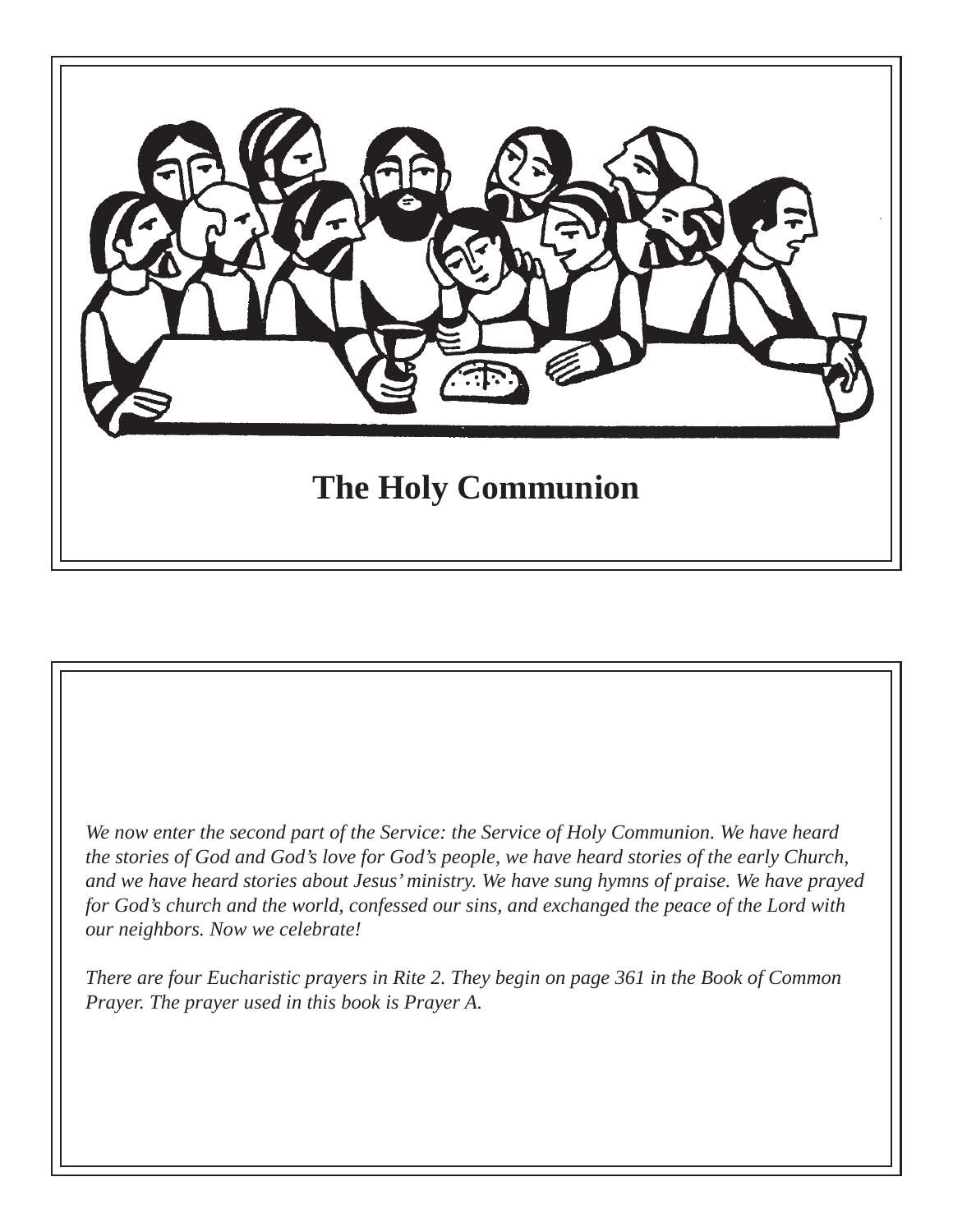# The Holy Communion

*We now enter the second part of the Service: the Service of Holy Communion. We have heard the stories of God and God's love for God's people, we have heard stories of the early Church, and we have heard stories about Jesus' ministry. We have sung hymns of praise. We have prayed for God's church and the world, confessed our sins, and exchanged the peace of the Lord with our neighbors. Now we celebrate!*

*There are four Eucharistic prayers in Rite 2. They begin on page 361 in the Book of Common Prayer. The prayer used in this book is Prayer A.*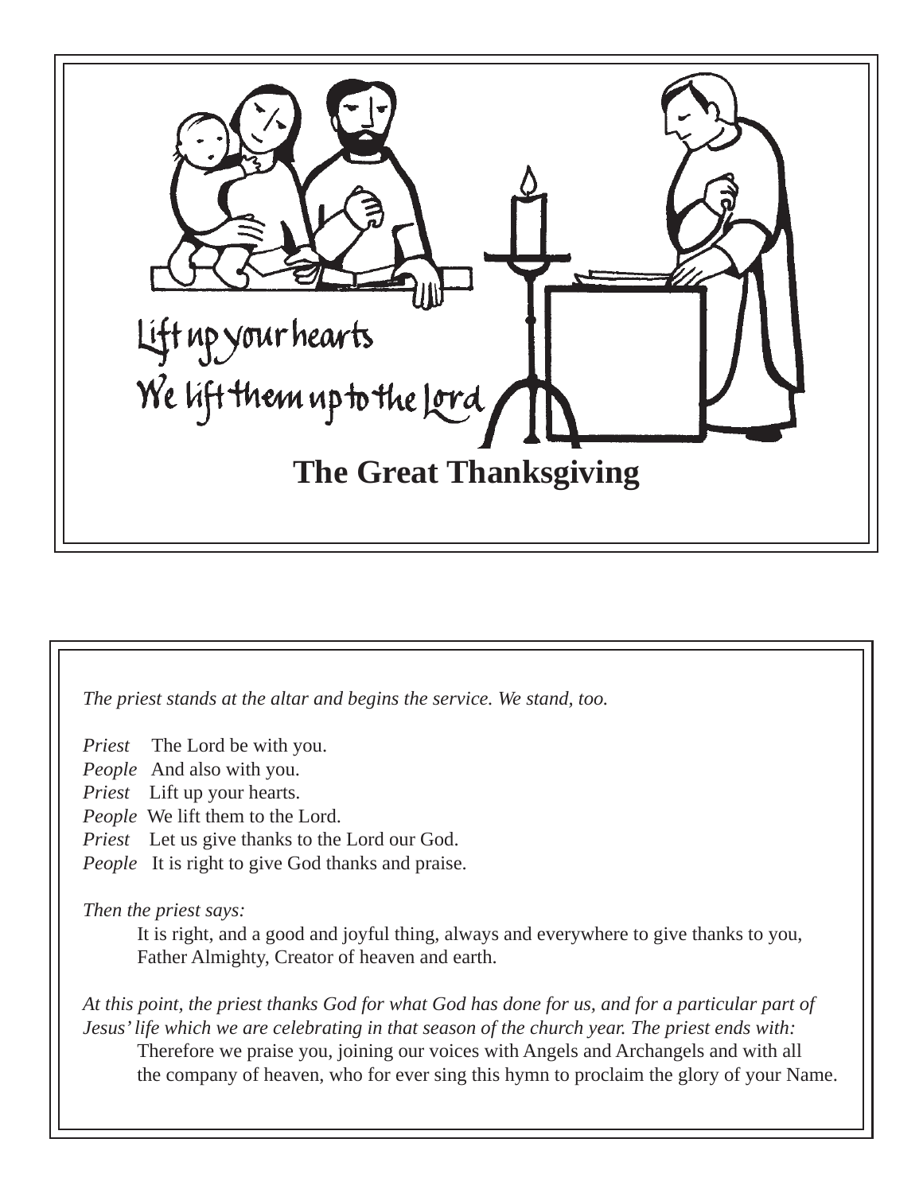Lift up your hearts
We lift them up to the Lord

# The Great Thanksgiving

*The priest stands at the altar and begins the service. We stand, too.*

*Priest* The Lord be with you.
*People* And also with you.
*Priest* Lift up your hearts.
*People* We lift them to the Lord.
*Priest* Let us give thanks to the Lord our God.
*People* It is right to give God thanks and praise.

*Then the priest says:*

It is right, and a good and joyful thing, always and everywhere to give thanks to you, Father Almighty, Creator of heaven and earth.

*At this point, the priest thanks God for what God has done for us, and for a particular part of Jesus' life which we are celebrating in that season of the church year. The priest ends with:*

Therefore we praise you, joining our voices with Angels and Archangels and with all the company of heaven, who for ever sing this hymn to proclaim the glory of your Name.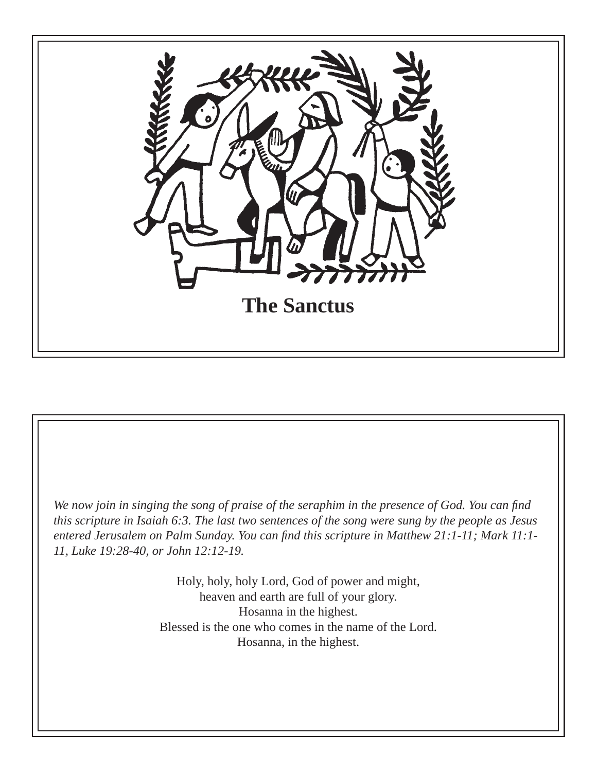# The Sanctus

*We now join in singing the song of praise of the seraphim in the presence of God. You can find this scripture in Isaiah 6:3. The last two sentences of the song were sung by the people as Jesus entered Jerusalem on Palm Sunday. You can find this scripture in Matthew 21:1-11; Mark 11:1-11, Luke 19:28-40, or John 12:12-19.*

Holy, holy, holy Lord, God of power and might,
heaven and earth are full of your glory.
Hosanna in the highest.
Blessed is the one who comes in the name of the Lord.
Hosanna, in the highest.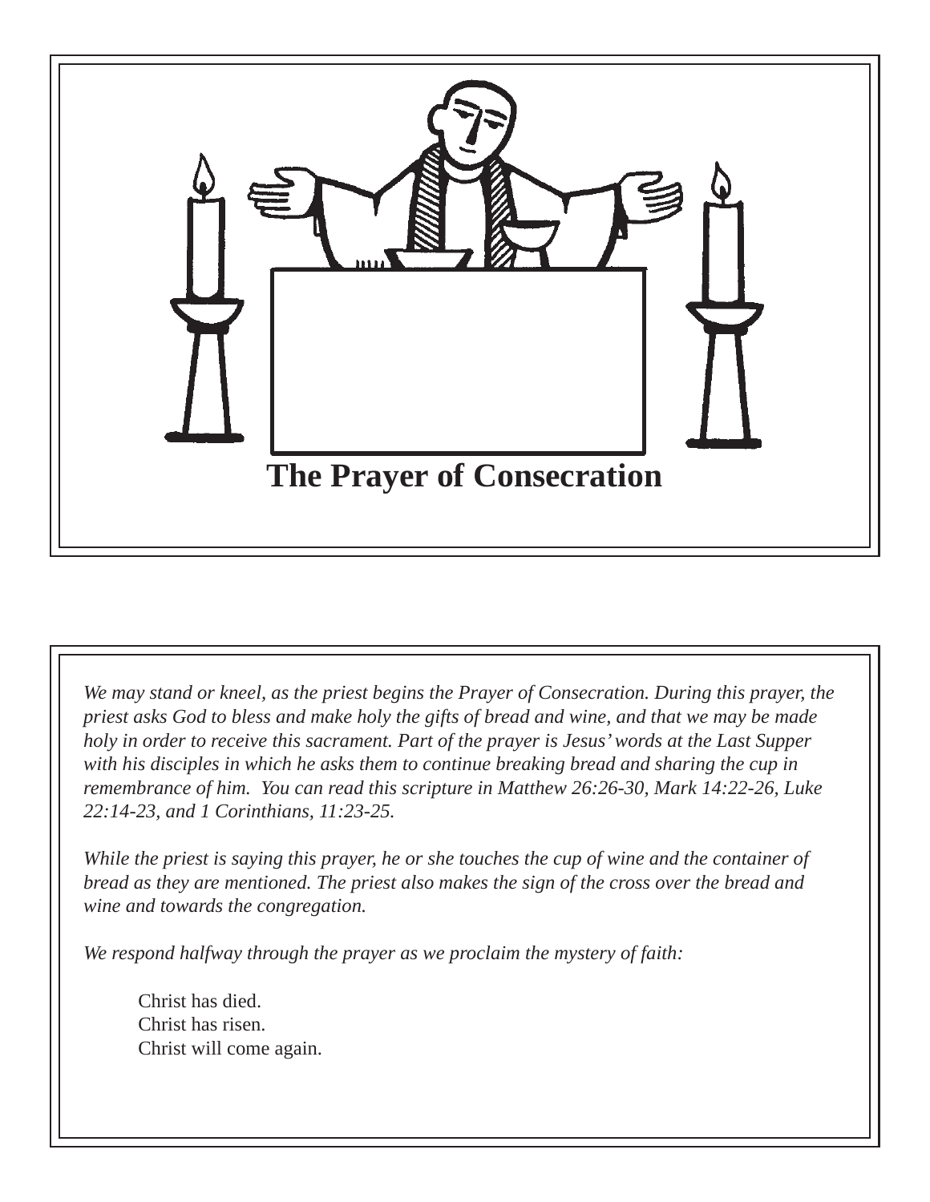# The Prayer of Consecration

*We may stand or kneel, as the priest begins the Prayer of Consecration. During this prayer, the priest asks God to bless and make holy the gifts of bread and wine, and that we may be made holy in order to receive this sacrament. Part of the prayer is Jesus' words at the Last Supper with his disciples in which he asks them to continue breaking bread and sharing the cup in remembrance of him. You can read this scripture in Matthew 26:26-30, Mark 14:22-26, Luke 22:14-23, and 1 Corinthians, 11:23-25.*

*While the priest is saying this prayer, he or she touches the cup of wine and the container of bread as they are mentioned. The priest also makes the sign of the cross over the bread and wine and towards the congregation.*

*We respond halfway through the prayer as we proclaim the mystery of faith:*

> Christ has died.
> Christ has risen.
> Christ will come again.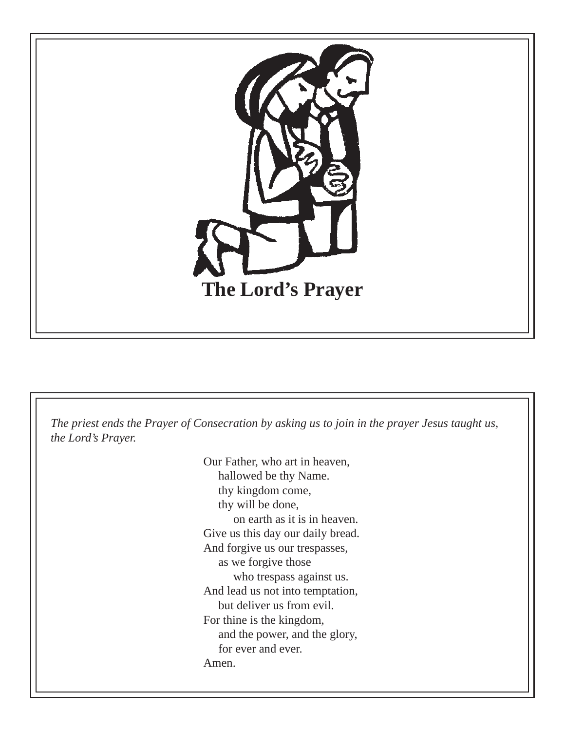# The Lord's Prayer

*The priest ends the Prayer of Consecration by asking us to join in the prayer Jesus taught us, the Lord's Prayer.*

Our Father, who art in heaven,  
  hallowed be thy Name.  
  thy kingdom come,  
  thy will be done,  
    on earth as it is in heaven.  
Give us this day our daily bread.  
And forgive us our trespasses,  
  as we forgive those  
    who trespass against us.  
And lead us not into temptation,  
  but deliver us from evil.  
For thine is the kingdom,  
  and the power, and the glory,  
  for ever and ever.  
Amen.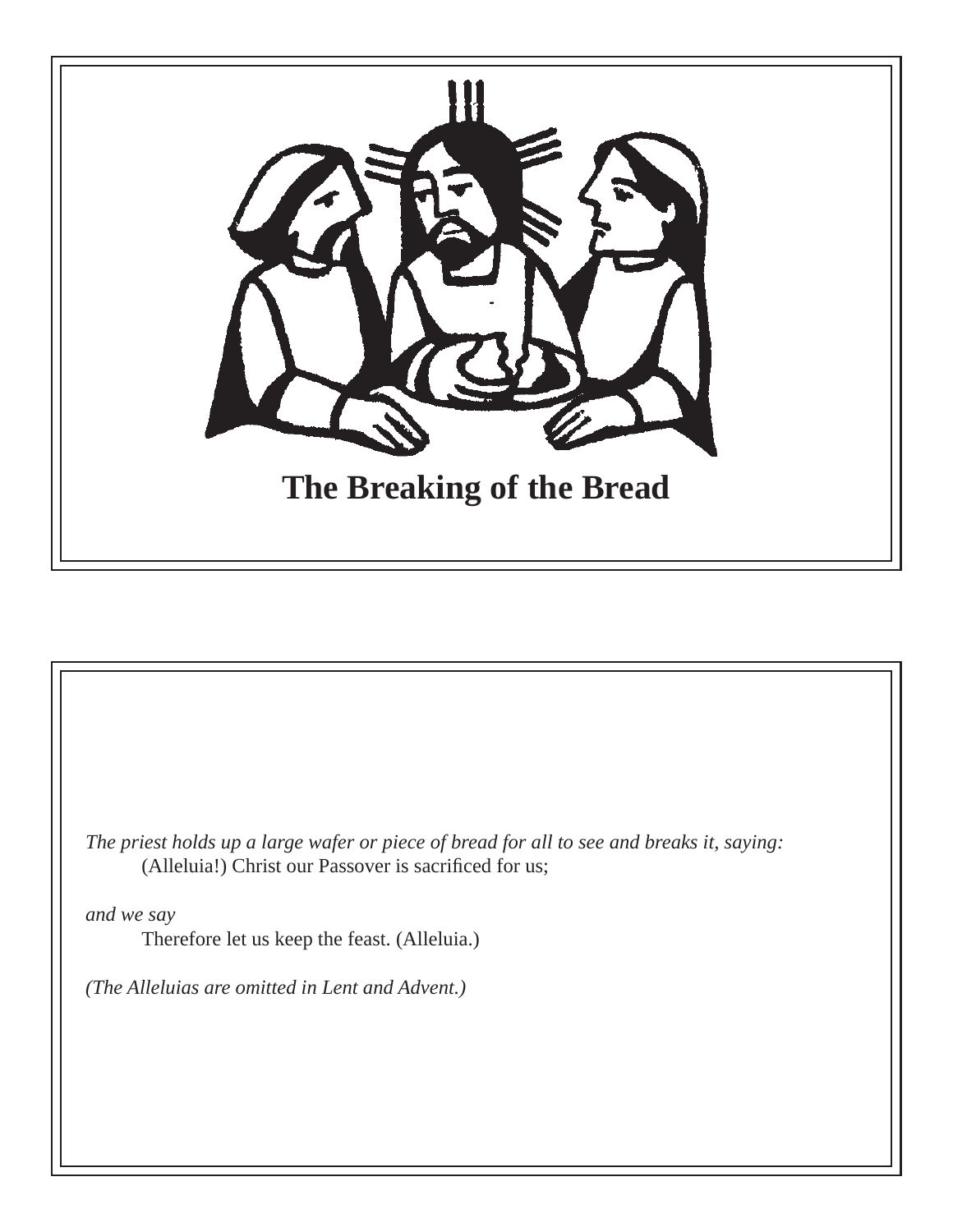# The Breaking of the Bread

*The priest holds up a large wafer or piece of bread for all to see and breaks it, saying:*

(Alleluia!) Christ our Passover is sacrificed for us;

*and we say*

Therefore let us keep the feast. (Alleluia.)

*(The Alleluias are omitted in Lent and Advent.)*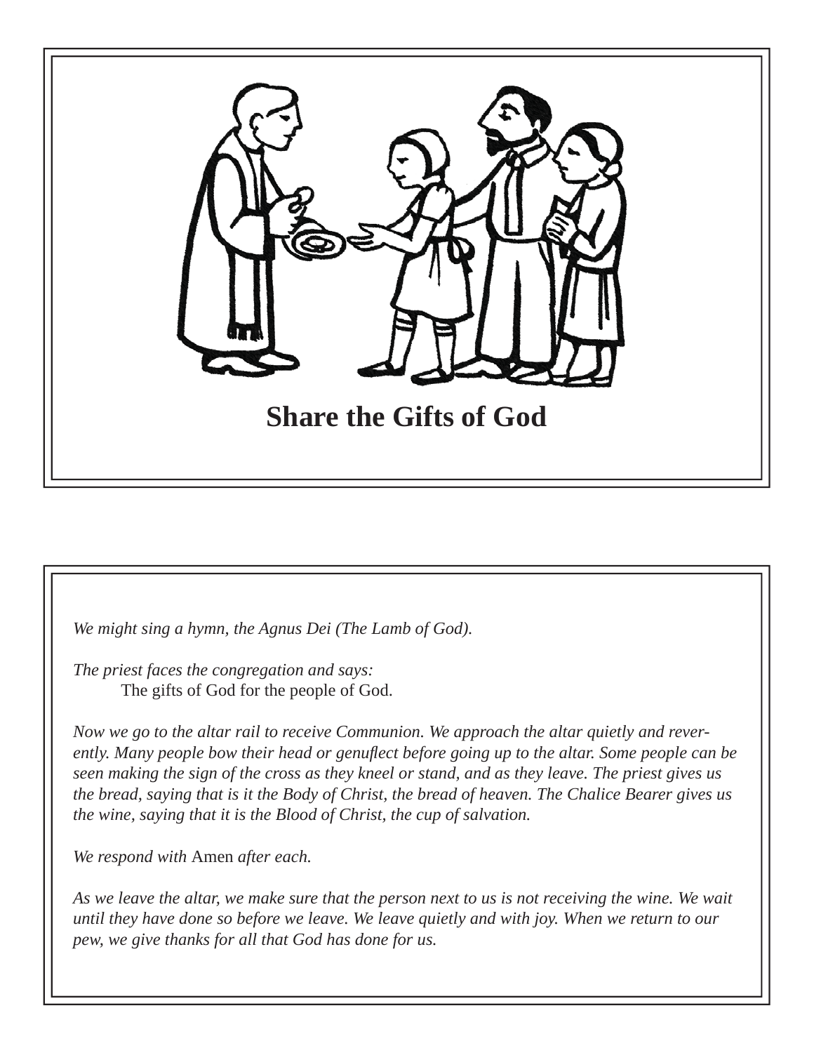## Share the Gifts of God

*We might sing a hymn, the Agnus Dei (The Lamb of God).*

*The priest faces the congregation and says:*

The gifts of God for the people of God.

*Now we go to the altar rail to receive Communion. We approach the altar quietly and reverently. Many people bow their head or genuflect before going up to the altar. Some people can be seen making the sign of the cross as they kneel or stand, and as they leave. The priest gives us the bread, saying that is it the Body of Christ, the bread of heaven. The Chalice Bearer gives us the wine, saying that it is the Blood of Christ, the cup of salvation.*

*We respond with* Amen *after each.*

*As we leave the altar, we make sure that the person next to us is not receiving the wine. We wait until they have done so before we leave. We leave quietly and with joy. When we return to our pew, we give thanks for all that God has done for us.*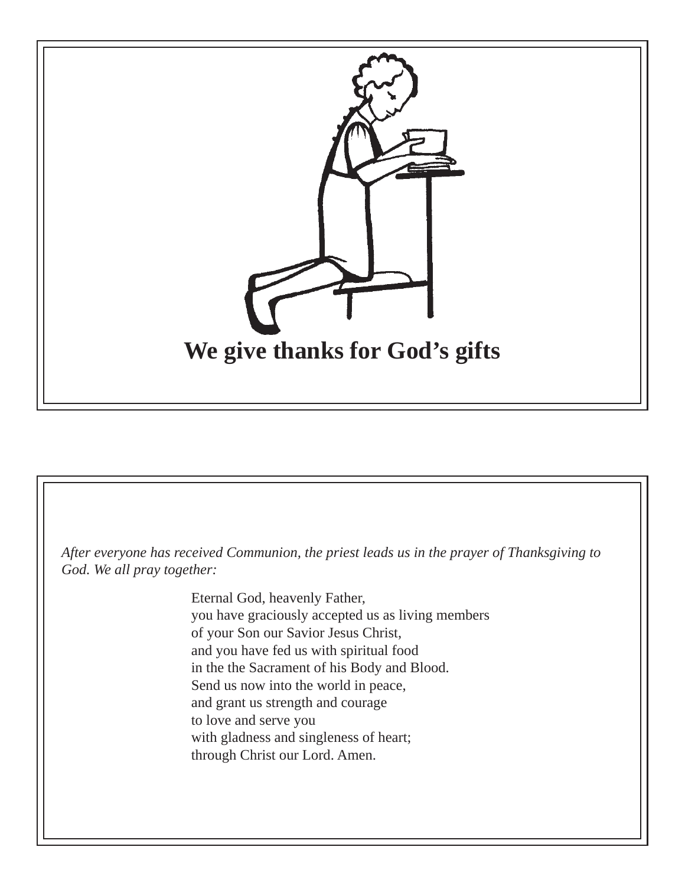## We give thanks for God's gifts

*After everyone has received Communion, the priest leads us in the prayer of Thanksgiving to God. We all pray together:*

Eternal God, heavenly Father,
you have graciously accepted us as living members
of your Son our Savior Jesus Christ,
and you have fed us with spiritual food
in the the Sacrament of his Body and Blood.
Send us now into the world in peace,
and grant us strength and courage
to love and serve you
with gladness and singleness of heart;
through Christ our Lord. Amen.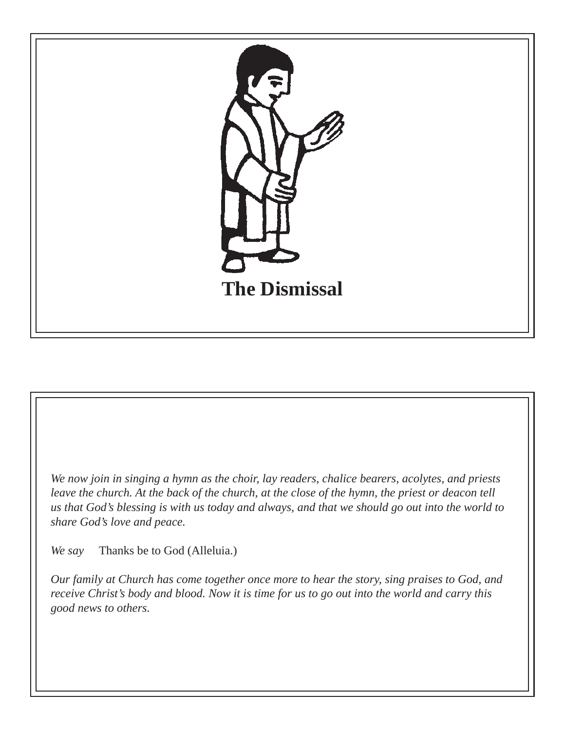# The Dismissal

*We now join in singing a hymn as the choir, lay readers, chalice bearers, acolytes, and priests leave the church. At the back of the church, at the close of the hymn, the priest or deacon tell us that God's blessing is with us today and always, and that we should go out into the world to share God's love and peace.*

*We say* Thanks be to God (Alleluia.)

*Our family at Church has come together once more to hear the story, sing praises to God, and receive Christ's body and blood. Now it is time for us to go out into the world and carry this good news to others.*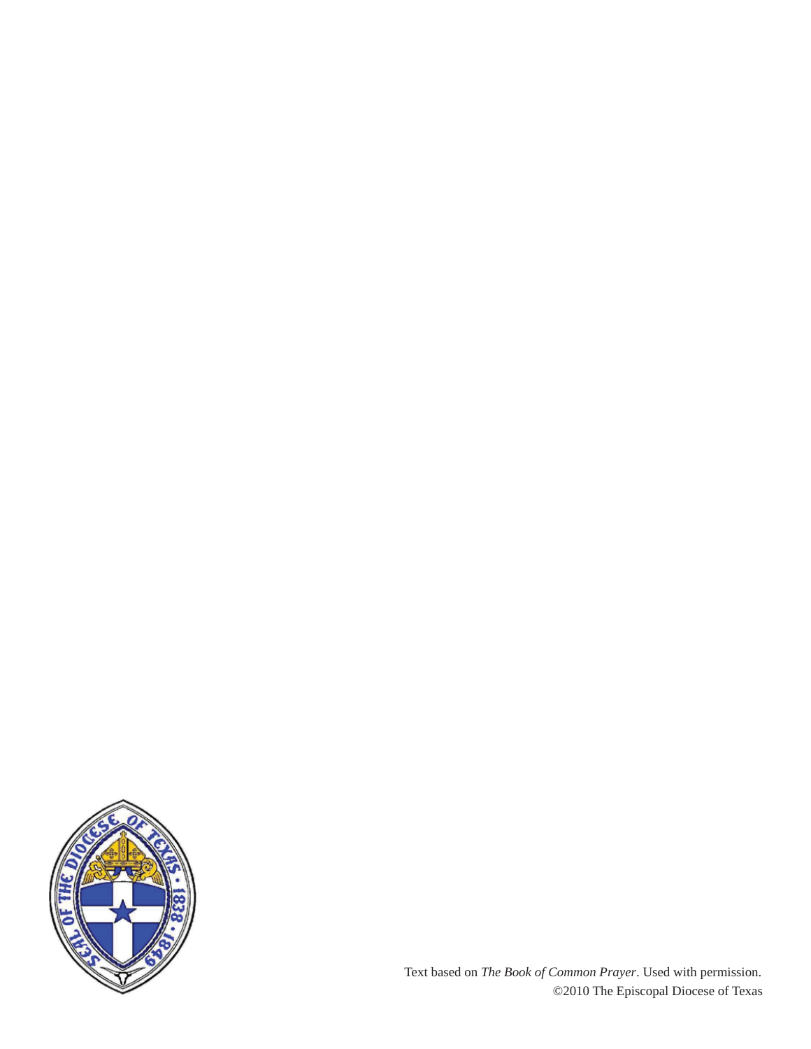Text based on *The Book of Common Prayer*. Used with permission.
©2010 The Episcopal Diocese of Texas